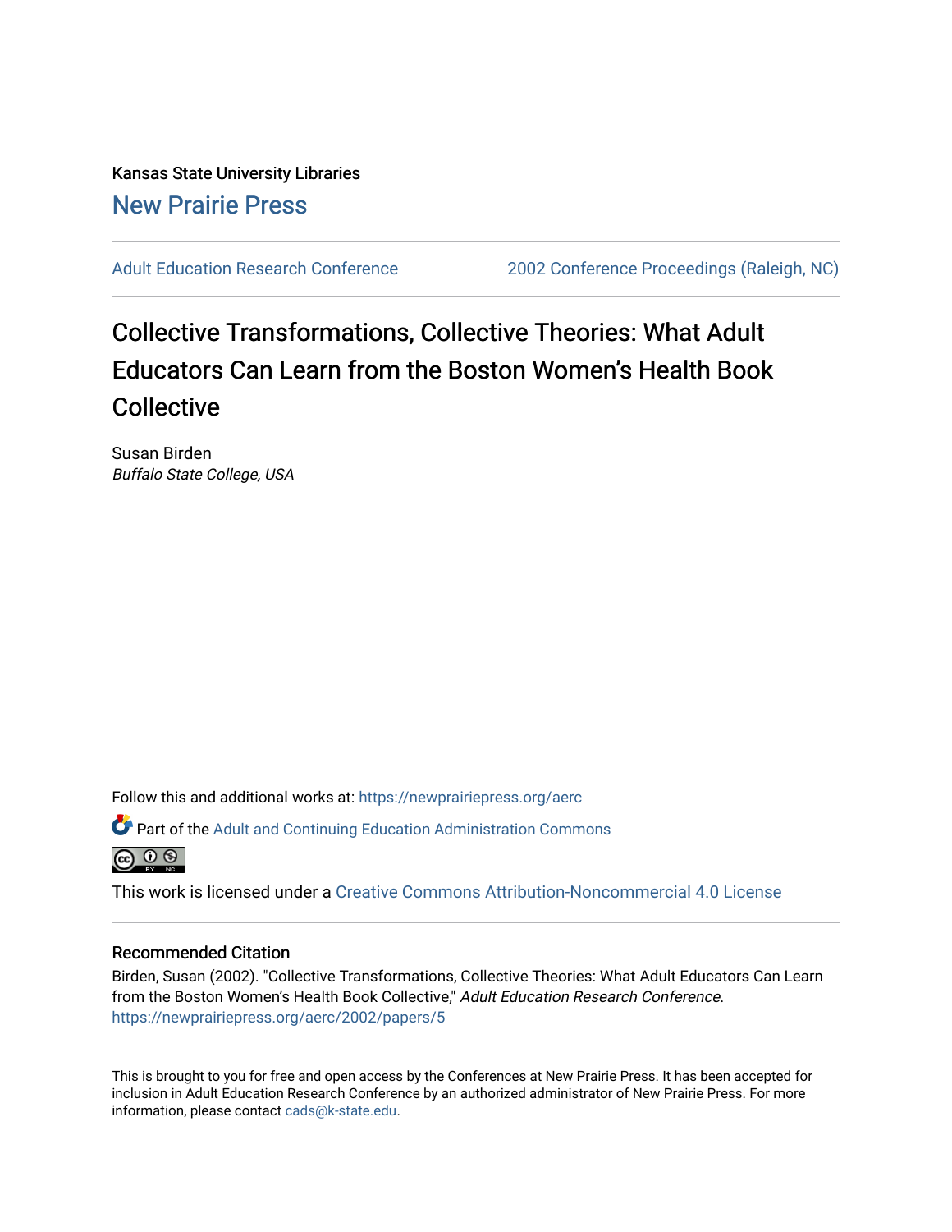Kansas State University Libraries

New Prairie Press

Adult Education Research Conference | 2002 Conference Proceedings (Raleigh, NC)

# Collective Transformations, Collective Theories: What Adult Educators Can Learn from the Boston Women's Health Book Collective

Susan Birden
*Buffalo State College, USA*

Follow this and additional works at: https://newprairiepress.org/aerc

Part of the Adult and Continuing Education Administration Commons

This work is licensed under a Creative Commons Attribution-Noncommercial 4.0 License

## Recommended Citation

Birden, Susan (2002). "Collective Transformations, Collective Theories: What Adult Educators Can Learn from the Boston Women's Health Book Collective," *Adult Education Research Conference.* https://newprairiepress.org/aerc/2002/papers/5

This is brought to you for free and open access by the Conferences at New Prairie Press. It has been accepted for inclusion in Adult Education Research Conference by an authorized administrator of New Prairie Press. For more information, please contact cads@k-state.edu.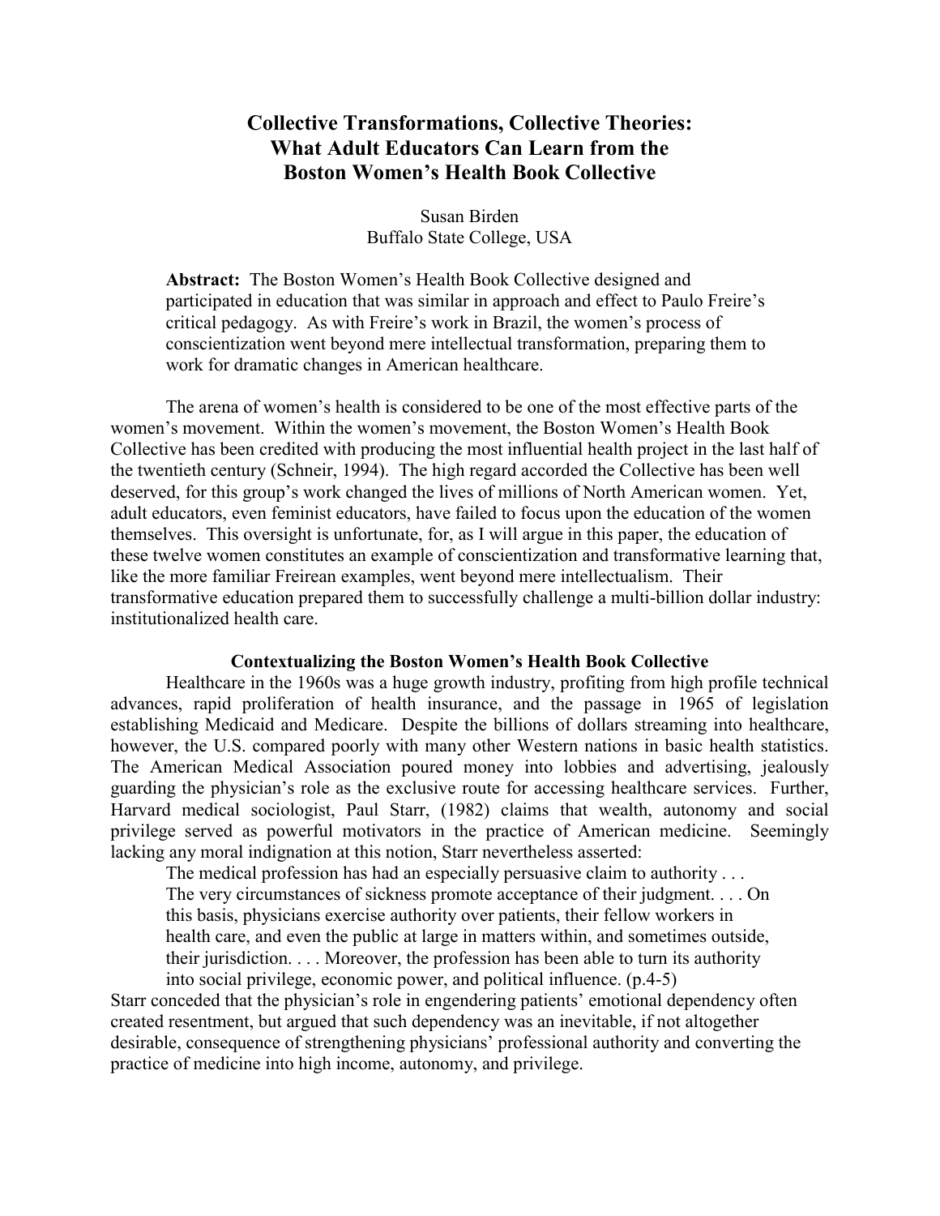# Collective Transformations, Collective Theories: What Adult Educators Can Learn from the Boston Women's Health Book Collective

Susan Birden
Buffalo State College, USA

> **Abstract:** The Boston Women's Health Book Collective designed and participated in education that was similar in approach and effect to Paulo Freire's critical pedagogy. As with Freire's work in Brazil, the women's process of conscientization went beyond mere intellectual transformation, preparing them to work for dramatic changes in American healthcare.

The arena of women's health is considered to be one of the most effective parts of the women's movement. Within the women's movement, the Boston Women's Health Book Collective has been credited with producing the most influential health project in the last half of the twentieth century (Schneir, 1994). The high regard accorded the Collective has been well deserved, for this group's work changed the lives of millions of North American women. Yet, adult educators, even feminist educators, have failed to focus upon the education of the women themselves. This oversight is unfortunate, for, as I will argue in this paper, the education of these twelve women constitutes an example of conscientization and transformative learning that, like the more familiar Freirean examples, went beyond mere intellectualism. Their transformative education prepared them to successfully challenge a multi-billion dollar industry: institutionalized health care.

## Contextualizing the Boston Women's Health Book Collective

Healthcare in the 1960s was a huge growth industry, profiting from high profile technical advances, rapid proliferation of health insurance, and the passage in 1965 of legislation establishing Medicaid and Medicare. Despite the billions of dollars streaming into healthcare, however, the U.S. compared poorly with many other Western nations in basic health statistics. The American Medical Association poured money into lobbies and advertising, jealously guarding the physician's role as the exclusive route for accessing healthcare services. Further, Harvard medical sociologist, Paul Starr, (1982) claims that wealth, autonomy and social privilege served as powerful motivators in the practice of American medicine. Seemingly lacking any moral indignation at this notion, Starr nevertheless asserted:

> The medical profession has had an especially persuasive claim to authority . . . The very circumstances of sickness promote acceptance of their judgment. . . . On this basis, physicians exercise authority over patients, their fellow workers in health care, and even the public at large in matters within, and sometimes outside, their jurisdiction. . . . Moreover, the profession has been able to turn its authority into social privilege, economic power, and political influence. (p.4-5)

Starr conceded that the physician's role in engendering patients' emotional dependency often created resentment, but argued that such dependency was an inevitable, if not altogether desirable, consequence of strengthening physicians' professional authority and converting the practice of medicine into high income, autonomy, and privilege.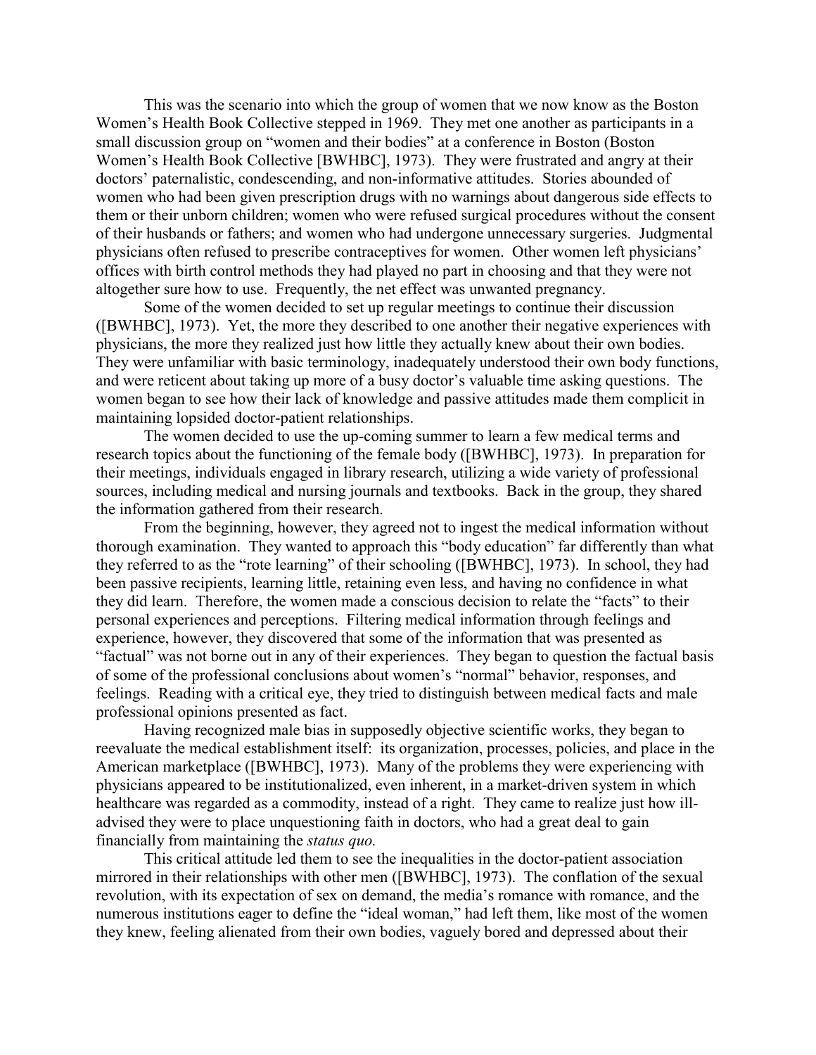This was the scenario into which the group of women that we now know as the Boston Women's Health Book Collective stepped in 1969. They met one another as participants in a small discussion group on "women and their bodies" at a conference in Boston (Boston Women's Health Book Collective [BWHBC], 1973). They were frustrated and angry at their doctors' paternalistic, condescending, and non-informative attitudes. Stories abounded of women who had been given prescription drugs with no warnings about dangerous side effects to them or their unborn children; women who were refused surgical procedures without the consent of their husbands or fathers; and women who had undergone unnecessary surgeries. Judgmental physicians often refused to prescribe contraceptives for women. Other women left physicians' offices with birth control methods they had played no part in choosing and that they were not altogether sure how to use. Frequently, the net effect was unwanted pregnancy.

Some of the women decided to set up regular meetings to continue their discussion ([BWHBC], 1973). Yet, the more they described to one another their negative experiences with physicians, the more they realized just how little they actually knew about their own bodies. They were unfamiliar with basic terminology, inadequately understood their own body functions, and were reticent about taking up more of a busy doctor's valuable time asking questions. The women began to see how their lack of knowledge and passive attitudes made them complicit in maintaining lopsided doctor-patient relationships.

The women decided to use the up-coming summer to learn a few medical terms and research topics about the functioning of the female body ([BWHBC], 1973). In preparation for their meetings, individuals engaged in library research, utilizing a wide variety of professional sources, including medical and nursing journals and textbooks. Back in the group, they shared the information gathered from their research.

From the beginning, however, they agreed not to ingest the medical information without thorough examination. They wanted to approach this "body education" far differently than what they referred to as the "rote learning" of their schooling ([BWHBC], 1973). In school, they had been passive recipients, learning little, retaining even less, and having no confidence in what they did learn. Therefore, the women made a conscious decision to relate the "facts" to their personal experiences and perceptions. Filtering medical information through feelings and experience, however, they discovered that some of the information that was presented as "factual" was not borne out in any of their experiences. They began to question the factual basis of some of the professional conclusions about women's "normal" behavior, responses, and feelings. Reading with a critical eye, they tried to distinguish between medical facts and male professional opinions presented as fact.

Having recognized male bias in supposedly objective scientific works, they began to reevaluate the medical establishment itself: its organization, processes, policies, and place in the American marketplace ([BWHBC], 1973). Many of the problems they were experiencing with physicians appeared to be institutionalized, even inherent, in a market-driven system in which healthcare was regarded as a commodity, instead of a right. They came to realize just how ill-advised they were to place unquestioning faith in doctors, who had a great deal to gain financially from maintaining the *status quo.*

This critical attitude led them to see the inequalities in the doctor-patient association mirrored in their relationships with other men ([BWHBC], 1973). The conflation of the sexual revolution, with its expectation of sex on demand, the media's romance with romance, and the numerous institutions eager to define the "ideal woman," had left them, like most of the women they knew, feeling alienated from their own bodies, vaguely bored and depressed about their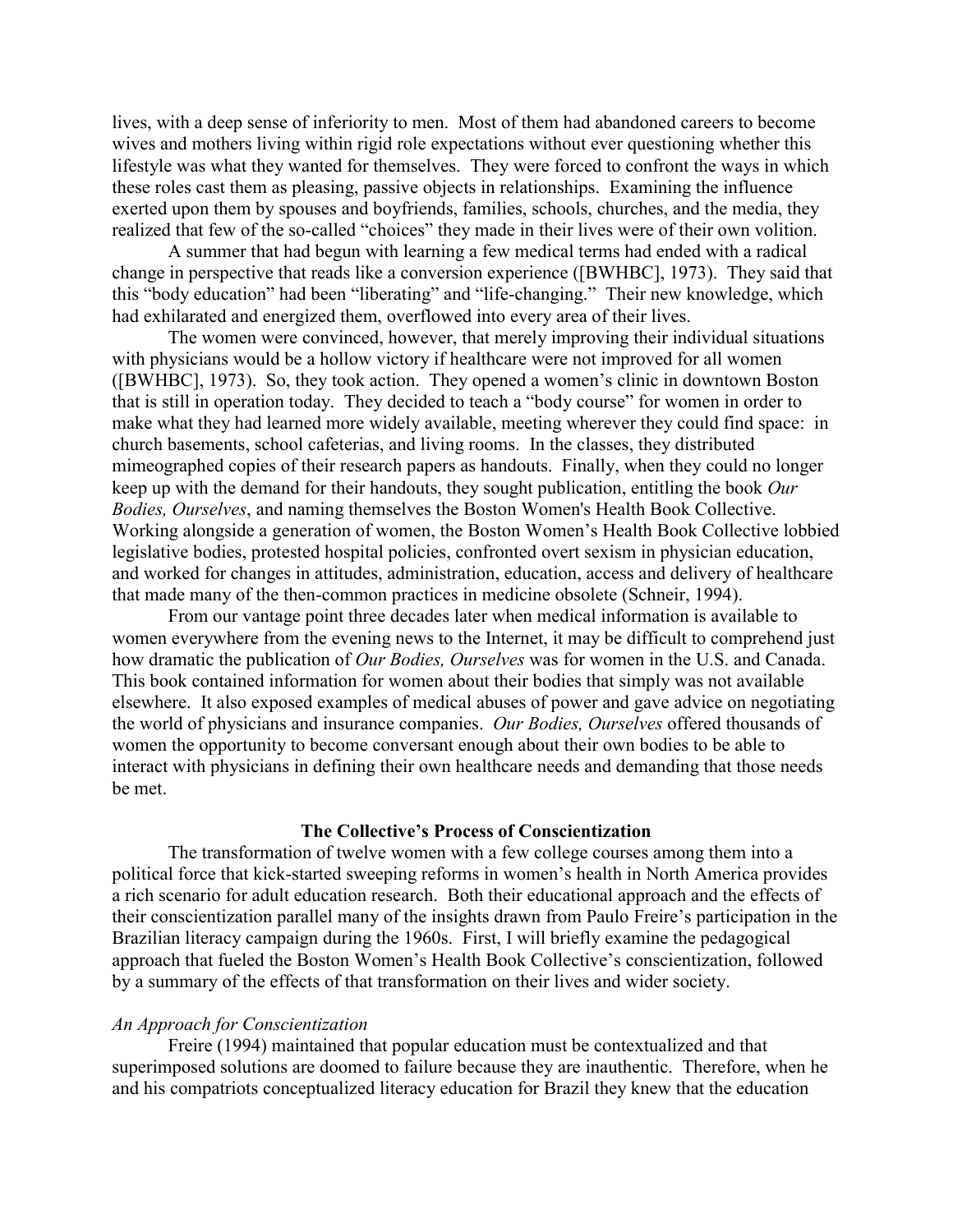lives, with a deep sense of inferiority to men. Most of them had abandoned careers to become wives and mothers living within rigid role expectations without ever questioning whether this lifestyle was what they wanted for themselves. They were forced to confront the ways in which these roles cast them as pleasing, passive objects in relationships. Examining the influence exerted upon them by spouses and boyfriends, families, schools, churches, and the media, they realized that few of the so-called "choices" they made in their lives were of their own volition.

A summer that had begun with learning a few medical terms had ended with a radical change in perspective that reads like a conversion experience ([BWHBC], 1973). They said that this "body education" had been "liberating" and "life-changing." Their new knowledge, which had exhilarated and energized them, overflowed into every area of their lives.

The women were convinced, however, that merely improving their individual situations with physicians would be a hollow victory if healthcare were not improved for all women ([BWHBC], 1973). So, they took action. They opened a women's clinic in downtown Boston that is still in operation today. They decided to teach a "body course" for women in order to make what they had learned more widely available, meeting wherever they could find space: in church basements, school cafeterias, and living rooms. In the classes, they distributed mimeographed copies of their research papers as handouts. Finally, when they could no longer keep up with the demand for their handouts, they sought publication, entitling the book *Our Bodies, Ourselves*, and naming themselves the Boston Women's Health Book Collective. Working alongside a generation of women, the Boston Women's Health Book Collective lobbied legislative bodies, protested hospital policies, confronted overt sexism in physician education, and worked for changes in attitudes, administration, education, access and delivery of healthcare that made many of the then-common practices in medicine obsolete (Schneir, 1994).

From our vantage point three decades later when medical information is available to women everywhere from the evening news to the Internet, it may be difficult to comprehend just how dramatic the publication of *Our Bodies, Ourselves* was for women in the U.S. and Canada. This book contained information for women about their bodies that simply was not available elsewhere. It also exposed examples of medical abuses of power and gave advice on negotiating the world of physicians and insurance companies. *Our Bodies, Ourselves* offered thousands of women the opportunity to become conversant enough about their own bodies to be able to interact with physicians in defining their own healthcare needs and demanding that those needs be met.

## The Collective's Process of Conscientization

The transformation of twelve women with a few college courses among them into a political force that kick-started sweeping reforms in women's health in North America provides a rich scenario for adult education research. Both their educational approach and the effects of their conscientization parallel many of the insights drawn from Paulo Freire's participation in the Brazilian literacy campaign during the 1960s. First, I will briefly examine the pedagogical approach that fueled the Boston Women's Health Book Collective's conscientization, followed by a summary of the effects of that transformation on their lives and wider society.

### *An Approach for Conscientization*

Freire (1994) maintained that popular education must be contextualized and that superimposed solutions are doomed to failure because they are inauthentic. Therefore, when he and his compatriots conceptualized literacy education for Brazil they knew that the education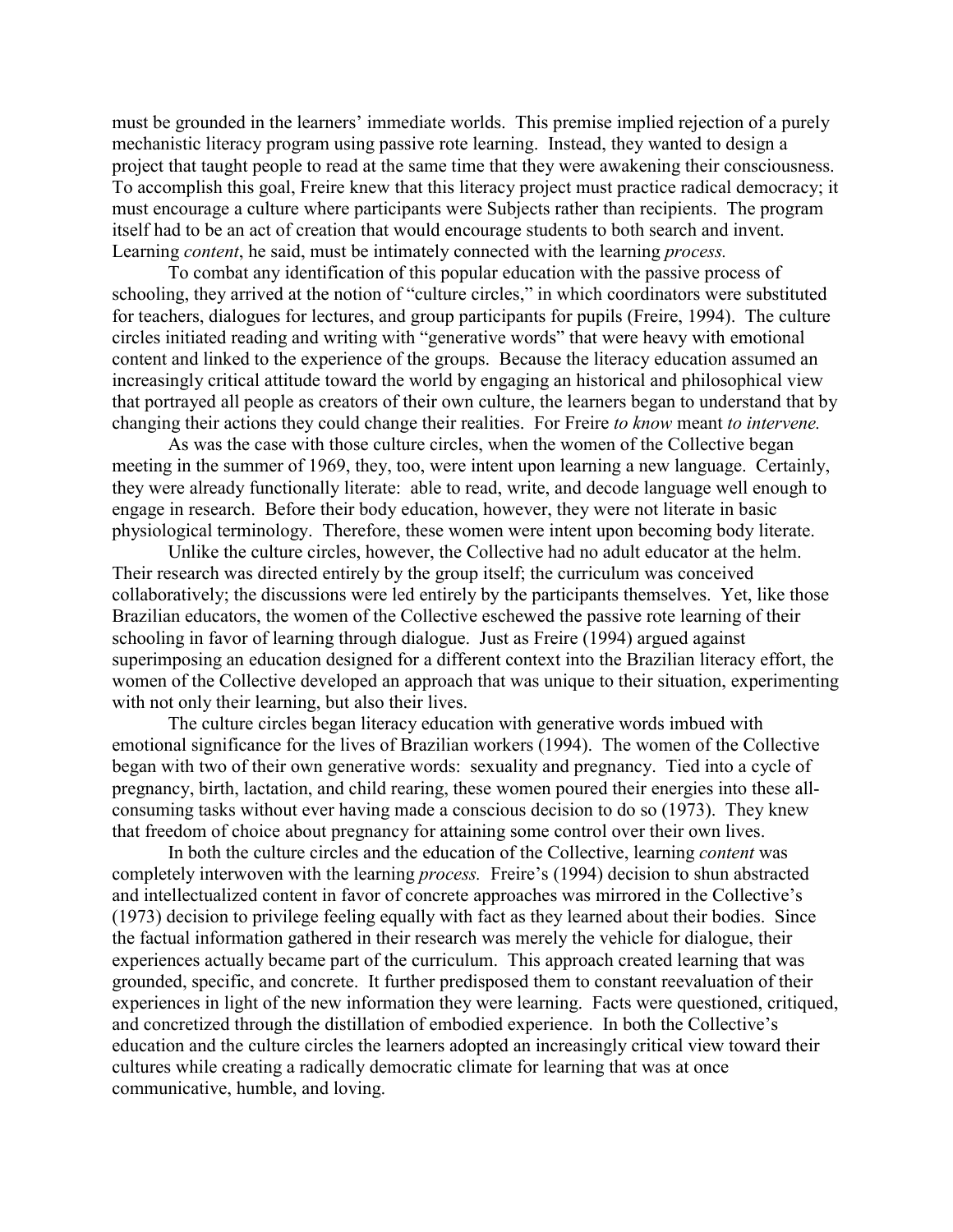must be grounded in the learners' immediate worlds. This premise implied rejection of a purely mechanistic literacy program using passive rote learning. Instead, they wanted to design a project that taught people to read at the same time that they were awakening their consciousness. To accomplish this goal, Freire knew that this literacy project must practice radical democracy; it must encourage a culture where participants were Subjects rather than recipients. The program itself had to be an act of creation that would encourage students to both search and invent. Learning *content*, he said, must be intimately connected with the learning *process.*

To combat any identification of this popular education with the passive process of schooling, they arrived at the notion of "culture circles," in which coordinators were substituted for teachers, dialogues for lectures, and group participants for pupils (Freire, 1994). The culture circles initiated reading and writing with "generative words" that were heavy with emotional content and linked to the experience of the groups. Because the literacy education assumed an increasingly critical attitude toward the world by engaging an historical and philosophical view that portrayed all people as creators of their own culture, the learners began to understand that by changing their actions they could change their realities. For Freire *to know* meant *to intervene.*

As was the case with those culture circles, when the women of the Collective began meeting in the summer of 1969, they, too, were intent upon learning a new language. Certainly, they were already functionally literate: able to read, write, and decode language well enough to engage in research. Before their body education, however, they were not literate in basic physiological terminology. Therefore, these women were intent upon becoming body literate.

Unlike the culture circles, however, the Collective had no adult educator at the helm. Their research was directed entirely by the group itself; the curriculum was conceived collaboratively; the discussions were led entirely by the participants themselves. Yet, like those Brazilian educators, the women of the Collective eschewed the passive rote learning of their schooling in favor of learning through dialogue. Just as Freire (1994) argued against superimposing an education designed for a different context into the Brazilian literacy effort, the women of the Collective developed an approach that was unique to their situation, experimenting with not only their learning, but also their lives.

The culture circles began literacy education with generative words imbued with emotional significance for the lives of Brazilian workers (1994). The women of the Collective began with two of their own generative words: sexuality and pregnancy. Tied into a cycle of pregnancy, birth, lactation, and child rearing, these women poured their energies into these all-consuming tasks without ever having made a conscious decision to do so (1973). They knew that freedom of choice about pregnancy for attaining some control over their own lives.

In both the culture circles and the education of the Collective, learning *content* was completely interwoven with the learning *process.* Freire's (1994) decision to shun abstracted and intellectualized content in favor of concrete approaches was mirrored in the Collective's (1973) decision to privilege feeling equally with fact as they learned about their bodies. Since the factual information gathered in their research was merely the vehicle for dialogue, their experiences actually became part of the curriculum. This approach created learning that was grounded, specific, and concrete. It further predisposed them to constant reevaluation of their experiences in light of the new information they were learning. Facts were questioned, critiqued, and concretized through the distillation of embodied experience. In both the Collective's education and the culture circles the learners adopted an increasingly critical view toward their cultures while creating a radically democratic climate for learning that was at once communicative, humble, and loving.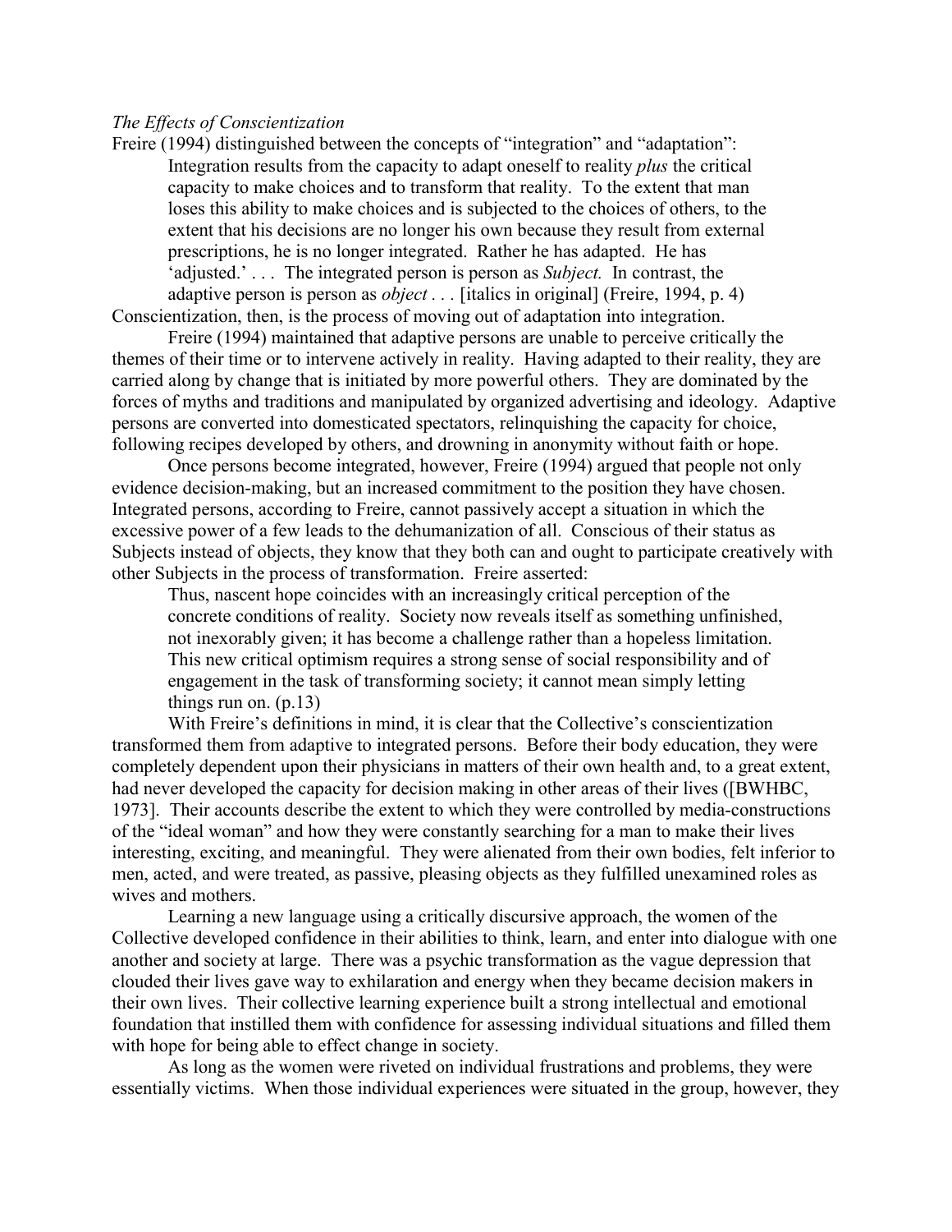*The Effects of Conscientization*

Freire (1994) distinguished between the concepts of "integration" and "adaptation":

> Integration results from the capacity to adapt oneself to reality *plus* the critical capacity to make choices and to transform that reality. To the extent that man loses this ability to make choices and is subjected to the choices of others, to the extent that his decisions are no longer his own because they result from external prescriptions, he is no longer integrated. Rather he has adapted. He has 'adjusted.' . . . The integrated person is person as *Subject.* In contrast, the adaptive person is person as *object* . . . [italics in original] (Freire, 1994, p. 4)

Conscientization, then, is the process of moving out of adaptation into integration.

Freire (1994) maintained that adaptive persons are unable to perceive critically the themes of their time or to intervene actively in reality. Having adapted to their reality, they are carried along by change that is initiated by more powerful others. They are dominated by the forces of myths and traditions and manipulated by organized advertising and ideology. Adaptive persons are converted into domesticated spectators, relinquishing the capacity for choice, following recipes developed by others, and drowning in anonymity without faith or hope.

Once persons become integrated, however, Freire (1994) argued that people not only evidence decision-making, but an increased commitment to the position they have chosen. Integrated persons, according to Freire, cannot passively accept a situation in which the excessive power of a few leads to the dehumanization of all. Conscious of their status as Subjects instead of objects, they know that they both can and ought to participate creatively with other Subjects in the process of transformation. Freire asserted:

> Thus, nascent hope coincides with an increasingly critical perception of the concrete conditions of reality. Society now reveals itself as something unfinished, not inexorably given; it has become a challenge rather than a hopeless limitation. This new critical optimism requires a strong sense of social responsibility and of engagement in the task of transforming society; it cannot mean simply letting things run on. (p.13)

With Freire's definitions in mind, it is clear that the Collective's conscientization transformed them from adaptive to integrated persons. Before their body education, they were completely dependent upon their physicians in matters of their own health and, to a great extent, had never developed the capacity for decision making in other areas of their lives ([BWHBC, 1973]. Their accounts describe the extent to which they were controlled by media-constructions of the "ideal woman" and how they were constantly searching for a man to make their lives interesting, exciting, and meaningful. They were alienated from their own bodies, felt inferior to men, acted, and were treated, as passive, pleasing objects as they fulfilled unexamined roles as wives and mothers.

Learning a new language using a critically discursive approach, the women of the Collective developed confidence in their abilities to think, learn, and enter into dialogue with one another and society at large. There was a psychic transformation as the vague depression that clouded their lives gave way to exhilaration and energy when they became decision makers in their own lives. Their collective learning experience built a strong intellectual and emotional foundation that instilled them with confidence for assessing individual situations and filled them with hope for being able to effect change in society.

As long as the women were riveted on individual frustrations and problems, they were essentially victims. When those individual experiences were situated in the group, however, they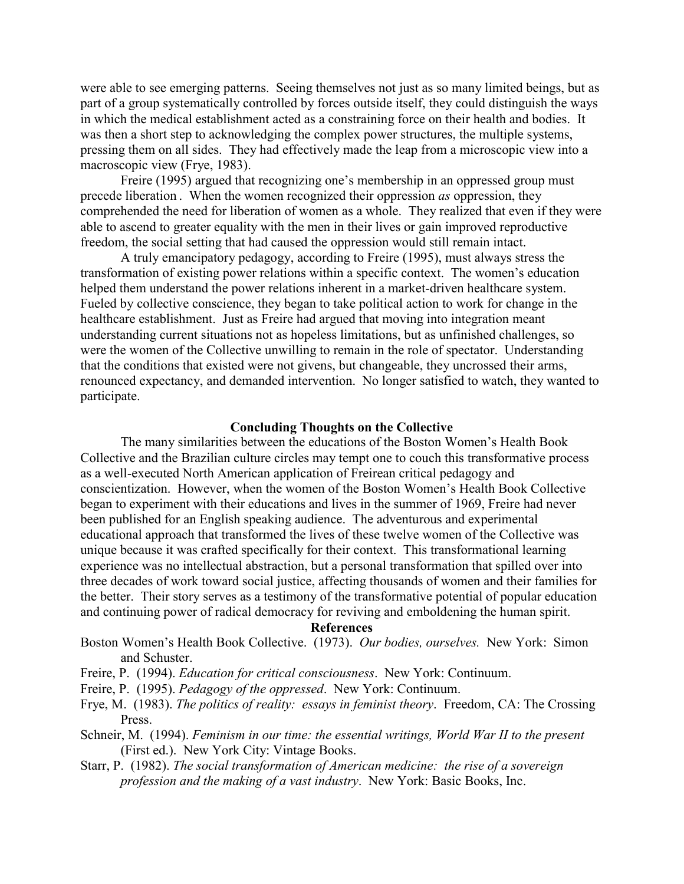were able to see emerging patterns. Seeing themselves not just as so many limited beings, but as part of a group systematically controlled by forces outside itself, they could distinguish the ways in which the medical establishment acted as a constraining force on their health and bodies. It was then a short step to acknowledging the complex power structures, the multiple systems, pressing them on all sides. They had effectively made the leap from a microscopic view into a macroscopic view (Frye, 1983).

Freire (1995) argued that recognizing one's membership in an oppressed group must precede liberation. When the women recognized their oppression *as* oppression, they comprehended the need for liberation of women as a whole. They realized that even if they were able to ascend to greater equality with the men in their lives or gain improved reproductive freedom, the social setting that had caused the oppression would still remain intact.

A truly emancipatory pedagogy, according to Freire (1995), must always stress the transformation of existing power relations within a specific context. The women's education helped them understand the power relations inherent in a market-driven healthcare system. Fueled by collective conscience, they began to take political action to work for change in the healthcare establishment. Just as Freire had argued that moving into integration meant understanding current situations not as hopeless limitations, but as unfinished challenges, so were the women of the Collective unwilling to remain in the role of spectator. Understanding that the conditions that existed were not givens, but changeable, they uncrossed their arms, renounced expectancy, and demanded intervention. No longer satisfied to watch, they wanted to participate.

## Concluding Thoughts on the Collective

The many similarities between the educations of the Boston Women's Health Book Collective and the Brazilian culture circles may tempt one to couch this transformative process as a well-executed North American application of Freirean critical pedagogy and conscientization. However, when the women of the Boston Women's Health Book Collective began to experiment with their educations and lives in the summer of 1969, Freire had never been published for an English speaking audience. The adventurous and experimental educational approach that transformed the lives of these twelve women of the Collective was unique because it was crafted specifically for their context. This transformational learning experience was no intellectual abstraction, but a personal transformation that spilled over into three decades of work toward social justice, affecting thousands of women and their families for the better. Their story serves as a testimony of the transformative potential of popular education and continuing power of radical democracy for reviving and emboldening the human spirit.

## References

Boston Women's Health Book Collective. (1973). *Our bodies, ourselves.* New York: Simon and Schuster.

Freire, P. (1994). *Education for critical consciousness*. New York: Continuum.

Freire, P. (1995). *Pedagogy of the oppressed*. New York: Continuum.

Frye, M. (1983). *The politics of reality: essays in feminist theory*. Freedom, CA: The Crossing Press.

Schneir, M. (1994). *Feminism in our time: the essential writings, World War II to the present* (First ed.). New York City: Vintage Books.

Starr, P. (1982). *The social transformation of American medicine: the rise of a sovereign profession and the making of a vast industry*. New York: Basic Books, Inc.